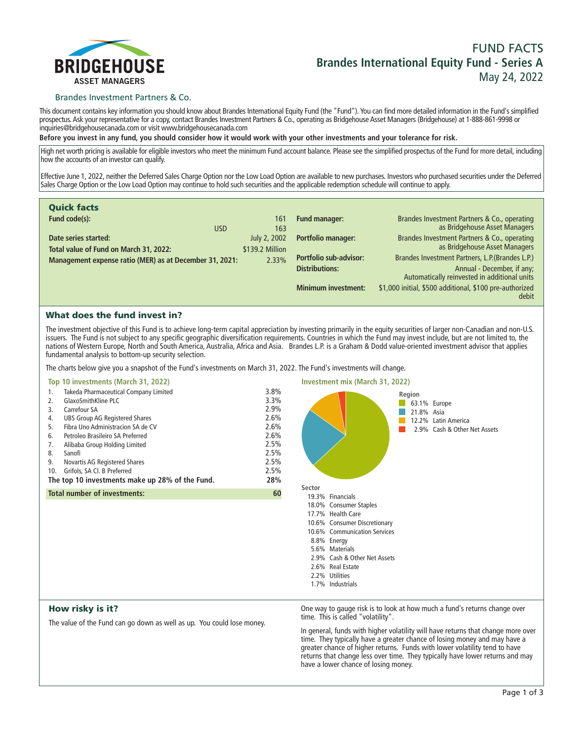BRIDGEHOUSE
ASSET MANAGERS

Brandes Investment Partners & Co.

# FUND FACTS
## Brandes International Equity Fund - Series A
May 24, 2022

This document contains key information you should know about Brandes International Equity Fund (the "Fund"). You can find more detailed information in the Fund's simplified prospectus. Ask your representative for a copy, contact Brandes Investment Partners & Co., operating as Bridgehouse Asset Managers (Bridgehouse) at 1-888-861-9998 or inquiries@bridgehousecanada.com or visit www.bridgehousecanada.com

**Before you invest in any fund, you should consider how it would work with your other investments and your tolerance for risk.**

High net worth pricing is available for eligible investors who meet the minimum Fund account balance. Please see the simplified prospectus of the Fund for more detail, including how the accounts of an investor can qualify.

Effective June 1, 2022, neither the Deferred Sales Charge Option nor the Low Load Option are available to new purchases. Investors who purchased securities under the Deferred Sales Charge Option or the Low Load Option may continue to hold such securities and the applicable redemption schedule will continue to apply.

## Quick facts

| | | |
|---|---|---|
| **Fund code(s):** | | 161 |
| | USD | 163 |
| **Date series started:** | | July 2, 2002 |
| **Total value of Fund on March 31, 2022:** | | $139.2 Million |
| **Management expense ratio (MER) as at December 31, 2021:** | | 2.33% |

| | |
|---|---|
| **Fund manager:** | Brandes Investment Partners & Co., operating as Bridgehouse Asset Managers |
| **Portfolio manager:** | Brandes Investment Partners & Co., operating as Bridgehouse Asset Managers |
| **Portfolio sub-advisor:** | Brandes Investment Partners, L.P.(Brandes L.P.) |
| **Distributions:** | Annual - December, if any; Automatically reinvested in additional units |
| **Minimum investment:** | $1,000 initial, $500 additional, $100 pre-authorized debit |

## What does the fund invest in?

The investment objective of this Fund is to achieve long-term capital appreciation by investing primarily in the equity securities of larger non-Canadian and non-U.S. issuers. The Fund is not subject to any specific geographic diversification requirements. Countries in which the Fund may invest include, but are not limited to, the nations of Western Europe, North and South America, Australia, Africa and Asia. Brandes L.P. is a Graham & Dodd value-oriented investment advisor that applies fundamental analysis to bottom-up security selection.

The charts below give you a snapshot of the Fund's investments on March 31, 2022. The Fund's investments will change.

### Top 10 investments (March 31, 2022)

| | | |
|---|---|---|
| 1. | Takeda Pharmaceutical Company Limited | 3.8% |
| 2. | GlaxoSmithKline PLC | 3.3% |
| 3. | Carrefour SA | 2.9% |
| 4. | UBS Group AG Registered Shares | 2.6% |
| 5. | Fibra Uno Administracion SA de CV | 2.6% |
| 6. | Petroleo Brasileiro SA Preferred | 2.6% |
| 7. | Alibaba Group Holding Limited | 2.5% |
| 8. | Sanofi | 2.5% |
| 9. | Novartis AG Registered Shares | 2.5% |
| 10. | Grifols, SA Cl. B Preferred | 2.5% |
| | **The top 10 investments make up 28% of the Fund.** | **28%** |
| | **Total number of investments:** | **60** |

### Investment mix (March 31, 2022)

**Region**

| | |
|---|---|
| 63.1% | Europe |
| 21.8% | Asia |
| 12.2% | Latin America |
| 2.9% | Cash & Other Net Assets |

**Sector**

| | |
|---|---|
| 19.3% | Financials |
| 18.0% | Consumer Staples |
| 17.7% | Health Care |
| 10.6% | Consumer Discretionary |
| 10.6% | Communication Services |
| 8.8% | Energy |
| 5.6% | Materials |
| 2.9% | Cash & Other Net Assets |
| 2.6% | Real Estate |
| 2.2% | Utilities |
| 1.7% | Industrials |

## How risky is it?

The value of the Fund can go down as well as up. You could lose money.

One way to gauge risk is to look at how much a fund's returns change over time. This is called "volatility".

In general, funds with higher volatility will have returns that change more over time. They typically have a greater chance of losing money and may have a greater chance of higher returns. Funds with lower volatility tend to have returns that change less over time. They typically have lower returns and may have a lower chance of losing money.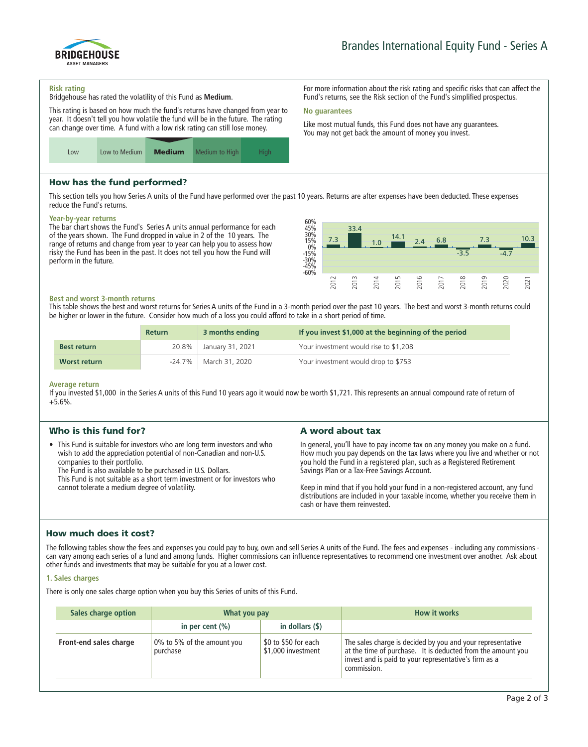Brandes International Equity Fund - Series A

### Risk rating

Bridgehouse has rated the volatility of this Fund as **Medium**.

This rating is based on how much the fund's returns have changed from year to year. It doesn't tell you how volatile the fund will be in the future. The rating can change over time. A fund with a low risk rating can still lose money.

| Low | Low to Medium | **Medium** | Medium to High | High |
|---|---|---|---|---|

For more information about the risk rating and specific risks that can affect the Fund's returns, see the Risk section of the Fund's simplified prospectus.

### No guarantees

Like most mutual funds, this Fund does not have any guarantees. You may not get back the amount of money you invest.

## How has the fund performed?

This section tells you how Series A units of the Fund have performed over the past 10 years. Returns are after expenses have been deducted. These expenses reduce the Fund's returns.

### Year-by-year returns

The bar chart shows the Fund's Series A units annual performance for each of the years shown. The Fund dropped in value in 2 of the 10 years. The range of returns and change from year to year can help you to assess how risky the Fund has been in the past. It does not tell you how the Fund will perform in the future.

| Year | 2012 | 2013 | 2014 | 2015 | 2016 | 2017 | 2018 | 2019 | 2020 | 2021 |
|---|---|---|---|---|---|---|---|---|---|---|
| Return (%) | 7.3 | 33.4 | 1.0 | 14.1 | 2.4 | 6.8 | -3.5 | 7.3 | -4.7 | 10.3 |

### Best and worst 3-month returns

This table shows the best and worst returns for Series A units of the Fund in a 3-month period over the past 10 years. The best and worst 3-month returns could be higher or lower in the future. Consider how much of a loss you could afford to take in a short period of time.

| | Return | 3 months ending | If you invest $1,000 at the beginning of the period |
|---|---|---|---|
| **Best return** | 20.8% | January 31, 2021 | Your investment would rise to $1,208 |
| **Worst return** | -24.7% | March 31, 2020 | Your investment would drop to $753 |

### Average return

If you invested $1,000 in the Series A units of this Fund 10 years ago it would now be worth $1,721. This represents an annual compound rate of return of +5.6%.

## Who is this fund for?

- This Fund is suitable for investors who are long term investors and who wish to add the appreciation potential of non-Canadian and non-U.S. companies to their portfolio.
  The Fund is also available to be purchased in U.S. Dollars.
  This Fund is not suitable as a short term investment or for investors who cannot tolerate a medium degree of volatility.

## A word about tax

In general, you'll have to pay income tax on any money you make on a fund. How much you pay depends on the tax laws where you live and whether or not you hold the Fund in a registered plan, such as a Registered Retirement Savings Plan or a Tax-Free Savings Account.

Keep in mind that if you hold your fund in a non-registered account, any fund distributions are included in your taxable income, whether you receive them in cash or have them reinvested.

## How much does it cost?

The following tables show the fees and expenses you could pay to buy, own and sell Series A units of the Fund. The fees and expenses - including any commissions - can vary among each series of a fund and among funds. Higher commissions can influence representatives to recommend one investment over another. Ask about other funds and investments that may be suitable for you at a lower cost.

### 1. Sales charges

There is only one sales charge option when you buy this Series of units of this Fund.

| Sales charge option | What you pay | | How it works |
|---|---|---|---|
| | in per cent (%) | in dollars ($) | |
| **Front-end sales charge** | 0% to 5% of the amount you purchase | $0 to $50 for each $1,000 investment | The sales charge is decided by you and your representative at the time of purchase. It is deducted from the amount you invest and is paid to your representative's firm as a commission. |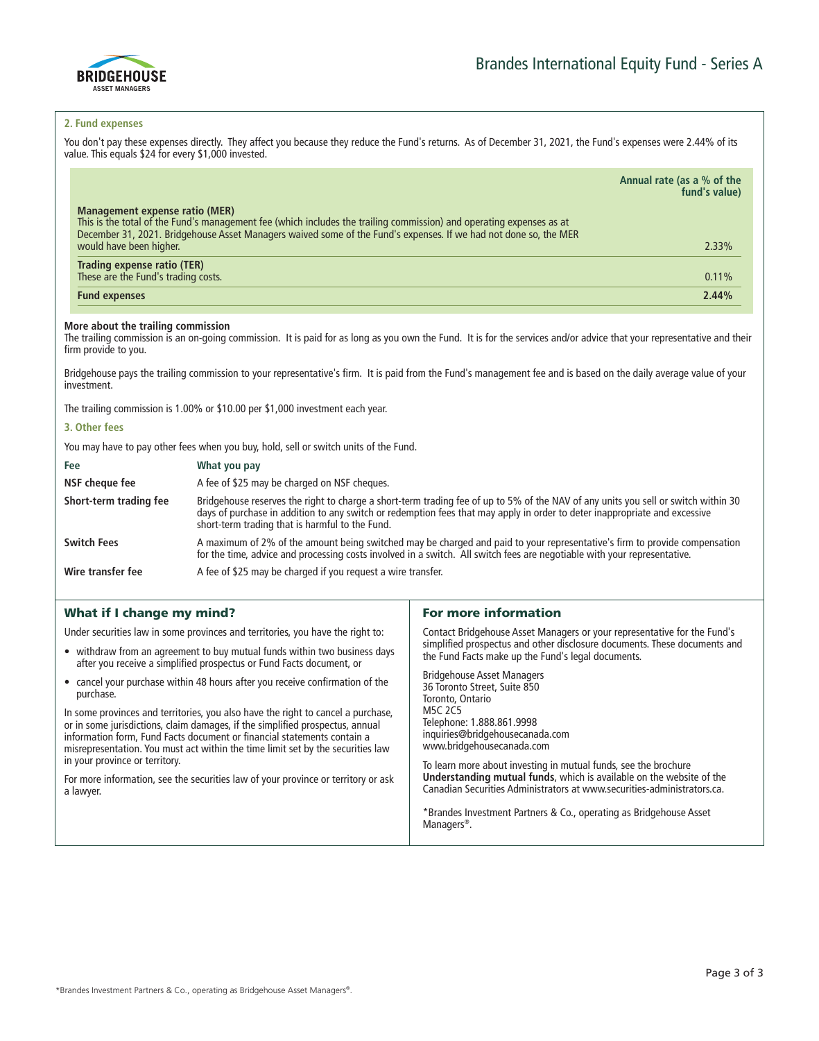## 2. Fund expenses

You don't pay these expenses directly. They affect you because they reduce the Fund's returns. As of December 31, 2021, the Fund's expenses were 2.44% of its value. This equals $24 for every $1,000 invested.

| | Annual rate (as a % of the fund's value) |
|---|---|
| **Management expense ratio (MER)**<br>This is the total of the Fund's management fee (which includes the trailing commission) and operating expenses as at December 31, 2021. Bridgehouse Asset Managers waived some of the Fund's expenses. If we had not done so, the MER would have been higher. | 2.33% |
| **Trading expense ratio (TER)**<br>These are the Fund's trading costs. | 0.11% |
| **Fund expenses** | **2.44%** |

**More about the trailing commission**

The trailing commission is an on-going commission. It is paid for as long as you own the Fund. It is for the services and/or advice that your representative and their firm provide to you.

Bridgehouse pays the trailing commission to your representative's firm. It is paid from the Fund's management fee and is based on the daily average value of your investment.

The trailing commission is 1.00% or $10.00 per $1,000 investment each year.

## 3. Other fees

You may have to pay other fees when you buy, hold, sell or switch units of the Fund.

| Fee | What you pay |
|---|---|
| **NSF cheque fee** | A fee of $25 may be charged on NSF cheques. |
| **Short-term trading fee** | Bridgehouse reserves the right to charge a short-term trading fee of up to 5% of the NAV of any units you sell or switch within 30 days of purchase in addition to any switch or redemption fees that may apply in order to deter inappropriate and excessive short-term trading that is harmful to the Fund. |
| **Switch Fees** | A maximum of 2% of the amount being switched may be charged and paid to your representative's firm to provide compensation for the time, advice and processing costs involved in a switch. All switch fees are negotiable with your representative. |
| **Wire transfer fee** | A fee of $25 may be charged if you request a wire transfer. |

## What if I change my mind?

Under securities law in some provinces and territories, you have the right to:

- withdraw from an agreement to buy mutual funds within two business days after you receive a simplified prospectus or Fund Facts document, or
- cancel your purchase within 48 hours after you receive confirmation of the purchase.

In some provinces and territories, you also have the right to cancel a purchase, or in some jurisdictions, claim damages, if the simplified prospectus, annual information form, Fund Facts document or financial statements contain a misrepresentation. You must act within the time limit set by the securities law in your province or territory.

For more information, see the securities law of your province or territory or ask a lawyer.

## For more information

Contact Bridgehouse Asset Managers or your representative for the Fund's simplified prospectus and other disclosure documents. These documents and the Fund Facts make up the Fund's legal documents.

Bridgehouse Asset Managers
36 Toronto Street, Suite 850
Toronto, Ontario
M5C 2C5
Telephone: 1.888.861.9998
inquiries@bridgehousecanada.com
www.bridgehousecanada.com

To learn more about investing in mutual funds, see the brochure **Understanding mutual funds**, which is available on the website of the Canadian Securities Administrators at www.securities-administrators.ca.

*Brandes Investment Partners & Co., operating as Bridgehouse Asset Managers®.